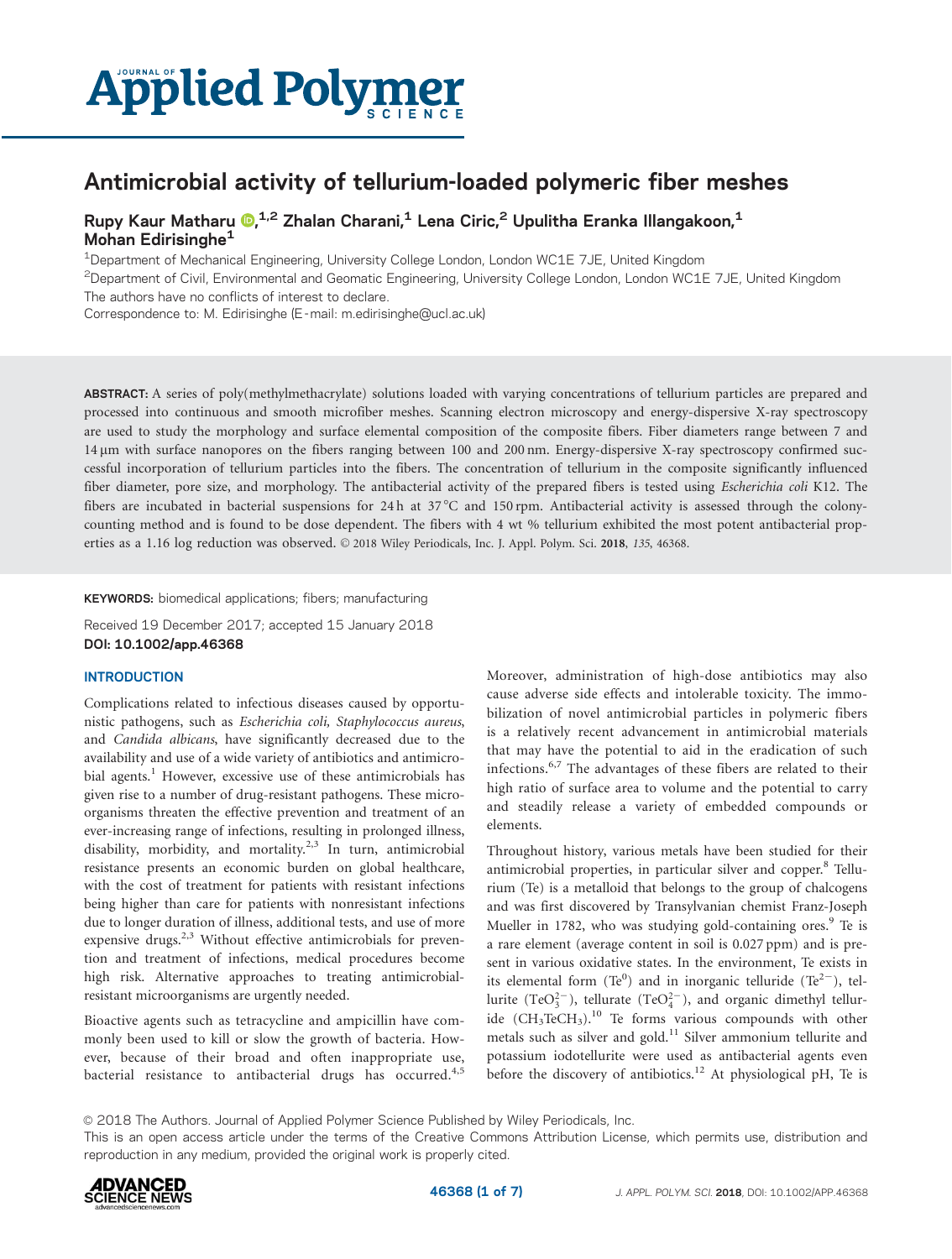# Antimicrobial activity of tellurium-loaded polymeric fiber meshes

**Rupy Kaur Matharu**,[1,2] **Zhalan Charani**,[1] **Lena Ciric**,[2] **Upulitha Eranka Illangakoon**,[1] **Mohan Edirisinghe**[1]

[1]Department of Mechanical Engineering, University College London, London WC1E 7JE, United Kingdom

[2]Department of Civil, Environmental and Geomatic Engineering, University College London, London WC1E 7JE, United Kingdom

The authors have no conflicts of interest to declare.

Correspondence to: M. Edirisinghe (E-mail: m.edirisinghe@ucl.ac.uk)

**ABSTRACT:** A series of poly(methylmethacrylate) solutions loaded with varying concentrations of tellurium particles are prepared and processed into continuous and smooth microfiber meshes. Scanning electron microscopy and energy-dispersive X-ray spectroscopy are used to study the morphology and surface elemental composition of the composite fibers. Fiber diameters range between 7 and 14 µm with surface nanopores on the fibers ranging between 100 and 200 nm. Energy-dispersive X-ray spectroscopy confirmed successful incorporation of tellurium particles into the fibers. The concentration of tellurium in the composite significantly influenced fiber diameter, pore size, and morphology. The antibacterial activity of the prepared fibers is tested using *Escherichia coli* K12. The fibers are incubated in bacterial suspensions for 24 h at 37 °C and 150 rpm. Antibacterial activity is assessed through the colony-counting method and is found to be dose dependent. The fibers with 4 wt % tellurium exhibited the most potent antibacterial properties as a 1.16 log reduction was observed. © 2018 Wiley Periodicals, Inc. J. Appl. Polym. Sci. **2018**, *135*, 46368.

**KEYWORDS:** biomedical applications; fibers; manufacturing

Received 19 December 2017; accepted 15 January 2018

**DOI: 10.1002/app.46368**

## INTRODUCTION

Complications related to infectious diseases caused by opportunistic pathogens, such as *Escherichia coli*, *Staphylococcus aureus*, and *Candida albicans*, have significantly decreased due to the availability and use of a wide variety of antibiotics and antimicrobial agents.[1] However, excessive use of these antimicrobials has given rise to a number of drug-resistant pathogens. These microorganisms threaten the effective prevention and treatment of an ever-increasing range of infections, resulting in prolonged illness, disability, morbidity, and mortality.[2,3] In turn, antimicrobial resistance presents an economic burden on global healthcare, with the cost of treatment for patients with resistant infections being higher than care for patients with nonresistant infections due to longer duration of illness, additional tests, and use of more expensive drugs.[2,3] Without effective antimicrobials for prevention and treatment of infections, medical procedures become high risk. Alternative approaches to treating antimicrobial-resistant microorganisms are urgently needed.

Bioactive agents such as tetracycline and ampicillin have commonly been used to kill or slow the growth of bacteria. However, because of their broad and often inappropriate use, bacterial resistance to antibacterial drugs has occurred.[4,5] Moreover, administration of high-dose antibiotics may also cause adverse side effects and intolerable toxicity. The immobilization of novel antimicrobial particles in polymeric fibers is a relatively recent advancement in antimicrobial materials that may have the potential to aid in the eradication of such infections.[6,7] The advantages of these fibers are related to their high ratio of surface area to volume and the potential to carry and steadily release a variety of embedded compounds or elements.

Throughout history, various metals have been studied for their antimicrobial properties, in particular silver and copper.[8] Tellurium (Te) is a metalloid that belongs to the group of chalcogens and was first discovered by Transylvanian chemist Franz-Joseph Mueller in 1782, who was studying gold-containing ores.[9] Te is a rare element (average content in soil is 0.027 ppm) and is present in various oxidative states. In the environment, Te exists in its elemental form ($Te^0$) and in inorganic telluride ($Te^{2-}$), tellurite ($TeO_3^{2-}$), tellurate ($TeO_4^{2-}$), and organic dimethyl telluride ($CH_3TeCH_3$).[10] Te forms various compounds with other metals such as silver and gold.[11] Silver ammonium tellurite and potassium iodotellurite were used as antibacterial agents even before the discovery of antibiotics.[12] At physiological pH, Te is

© 2018 The Authors. Journal of Applied Polymer Science Published by Wiley Periodicals, Inc.
This is an open access article under the terms of the Creative Commons Attribution License, which permits use, distribution and reproduction in any medium, provided the original work is properly cited.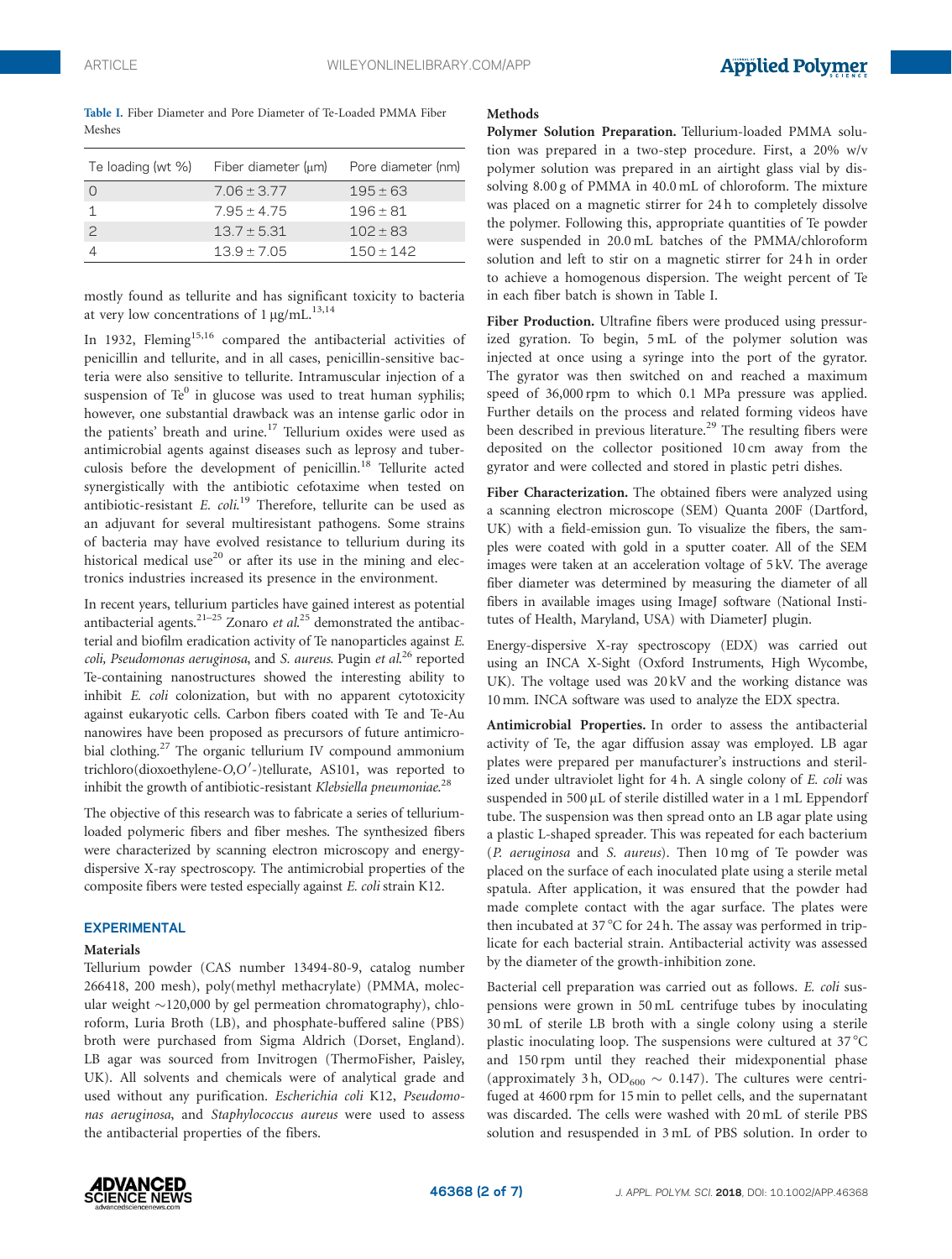**Table I.** Fiber Diameter and Pore Diameter of Te-Loaded PMMA Fiber Meshes

| Te loading (wt %) | Fiber diameter (μm) | Pore diameter (nm) |
|---|---|---|
| 0 | 7.06 ± 3.77 | 195 ± 63 |
| 1 | 7.95 ± 4.75 | 196 ± 81 |
| 2 | 13.7 ± 5.31 | 102 ± 83 |
| 4 | 13.9 ± 7.05 | 150 ± 142 |

mostly found as tellurite and has significant toxicity to bacteria at very low concentrations of 1 μg/mL.[13,14]

In 1932, Fleming[15,16] compared the antibacterial activities of penicillin and tellurite, and in all cases, penicillin-sensitive bacteria were also sensitive to tellurite. Intramuscular injection of a suspension of $Te^0$ in glucose was used to treat human syphilis; however, one substantial drawback was an intense garlic odor in the patients' breath and urine.[17] Tellurium oxides were used as antimicrobial agents against diseases such as leprosy and tuberculosis before the development of penicillin.[18] Tellurite acted synergistically with the antibiotic cefotaxime when tested on antibiotic-resistant *E. coli*.[19] Therefore, tellurite can be used as an adjuvant for several multiresistant pathogens. Some strains of bacteria may have evolved resistance to tellurium during its historical medical use[20] or after its use in the mining and electronics industries increased its presence in the environment.

In recent years, tellurium particles have gained interest as potential antibacterial agents.[21–25] Zonaro *et al.*[25] demonstrated the antibacterial and biofilm eradication activity of Te nanoparticles against *E. coli, Pseudomonas aeruginosa*, and *S. aureus*. Pugin *et al.*[26] reported Te-containing nanostructures showed the interesting ability to inhibit *E. coli* colonization, but with no apparent cytotoxicity against eukaryotic cells. Carbon fibers coated with Te and Te-Au nanowires have been proposed as precursors of future antimicrobial clothing.[27] The organic tellurium IV compound ammonium trichloro(dioxoethylene-*O,O*′-)tellurate, AS101, was reported to inhibit the growth of antibiotic-resistant *Klebsiella pneumoniae*.[28]

The objective of this research was to fabricate a series of tellurium-loaded polymeric fibers and fiber meshes. The synthesized fibers were characterized by scanning electron microscopy and energy-dispersive X-ray spectroscopy. The antimicrobial properties of the composite fibers were tested especially against *E. coli* strain K12.

## EXPERIMENTAL

### Materials

Tellurium powder (CAS number 13494-80-9, catalog number 266418, 200 mesh), poly(methyl methacrylate) (PMMA, molecular weight ~120,000 by gel permeation chromatography), chloroform, Luria Broth (LB), and phosphate-buffered saline (PBS) broth were purchased from Sigma Aldrich (Dorset, England). LB agar was sourced from Invitrogen (ThermoFisher, Paisley, UK). All solvents and chemicals were of analytical grade and used without any purification. *Escherichia coli* K12, *Pseudomonas aeruginosa*, and *Staphylococcus aureus* were used to assess the antibacterial properties of the fibers.

### Methods

**Polymer Solution Preparation.** Tellurium-loaded PMMA solution was prepared in a two-step procedure. First, a 20% w/v polymer solution was prepared in an airtight glass vial by dissolving 8.00 g of PMMA in 40.0 mL of chloroform. The mixture was placed on a magnetic stirrer for 24 h to completely dissolve the polymer. Following this, appropriate quantities of Te powder were suspended in 20.0 mL batches of the PMMA/chloroform solution and left to stir on a magnetic stirrer for 24 h in order to achieve a homogenous dispersion. The weight percent of Te in each fiber batch is shown in Table I.

**Fiber Production.** Ultrafine fibers were produced using pressurized gyration. To begin, 5 mL of the polymer solution was injected at once using a syringe into the port of the gyrator. The gyrator was then switched on and reached a maximum speed of 36,000 rpm to which 0.1 MPa pressure was applied. Further details on the process and related forming videos have been described in previous literature.[29] The resulting fibers were deposited on the collector positioned 10 cm away from the gyrator and were collected and stored in plastic petri dishes.

**Fiber Characterization.** The obtained fibers were analyzed using a scanning electron microscope (SEM) Quanta 200F (Dartford, UK) with a field-emission gun. To visualize the fibers, the samples were coated with gold in a sputter coater. All of the SEM images were taken at an acceleration voltage of 5 kV. The average fiber diameter was determined by measuring the diameter of all fibers in available images using ImageJ software (National Institutes of Health, Maryland, USA) with DiameterJ plugin.

Energy-dispersive X-ray spectroscopy (EDX) was carried out using an INCA X-Sight (Oxford Instruments, High Wycombe, UK). The voltage used was 20 kV and the working distance was 10 mm. INCA software was used to analyze the EDX spectra.

**Antimicrobial Properties.** In order to assess the antibacterial activity of Te, the agar diffusion assay was employed. LB agar plates were prepared per manufacturer's instructions and sterilized under ultraviolet light for 4 h. A single colony of *E. coli* was suspended in 500 μL of sterile distilled water in a 1 mL Eppendorf tube. The suspension was then spread onto an LB agar plate using a plastic L-shaped spreader. This was repeated for each bacterium (*P. aeruginosa* and *S. aureus*). Then 10 mg of Te powder was placed on the surface of each inoculated plate using a sterile metal spatula. After application, it was ensured that the powder had made complete contact with the agar surface. The plates were then incubated at 37 °C for 24 h. The assay was performed in triplicate for each bacterial strain. Antibacterial activity was assessed by the diameter of the growth-inhibition zone.

Bacterial cell preparation was carried out as follows. *E. coli* suspensions were grown in 50 mL centrifuge tubes by inoculating 30 mL of sterile LB broth with a single colony using a sterile plastic inoculating loop. The suspensions were cultured at 37 °C and 150 rpm until they reached their midexponential phase (approximately 3 h, $OD_{600}$ ~ 0.147). The cultures were centrifuged at 4600 rpm for 15 min to pellet cells, and the supernatant was discarded. The cells were washed with 20 mL of sterile PBS solution and resuspended in 3 mL of PBS solution. In order to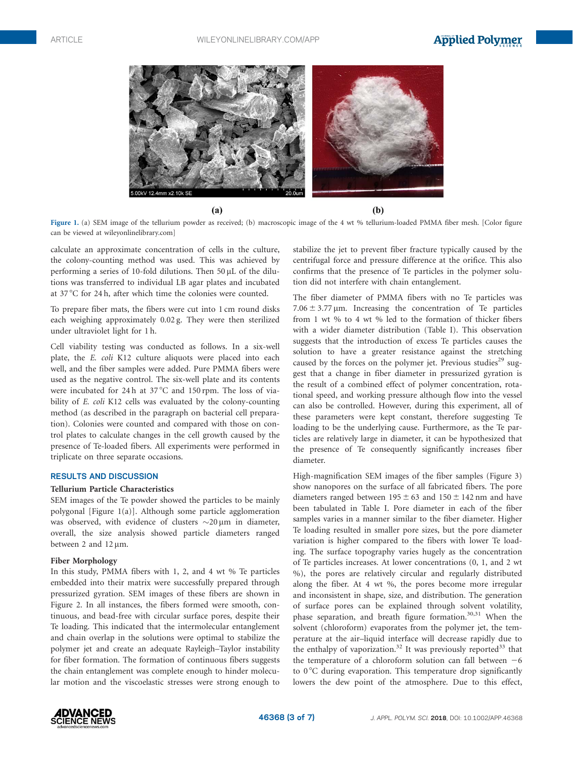Figure 1. (a) SEM image of the tellurium powder as received; (b) macroscopic image of the 4 wt % tellurium-loaded PMMA fiber mesh. [Color figure can be viewed at wileyonlinelibrary.com]

calculate an approximate concentration of cells in the culture, the colony-counting method was used. This was achieved by performing a series of 10-fold dilutions. Then 50 µL of the dilutions was transferred to individual LB agar plates and incubated at 37 °C for 24 h, after which time the colonies were counted.

To prepare fiber mats, the fibers were cut into 1 cm round disks each weighing approximately 0.02 g. They were then sterilized under ultraviolet light for 1 h.

Cell viability testing was conducted as follows. In a six-well plate, the *E. coli* K12 culture aliquots were placed into each well, and the fiber samples were added. Pure PMMA fibers were used as the negative control. The six-well plate and its contents were incubated for 24 h at 37 °C and 150 rpm. The loss of viability of *E. coli* K12 cells was evaluated by the colony-counting method (as described in the paragraph on bacterial cell preparation). Colonies were counted and compared with those on control plates to calculate changes in the cell growth caused by the presence of Te-loaded fibers. All experiments were performed in triplicate on three separate occasions.

## RESULTS AND DISCUSSION

### Tellurium Particle Characteristics

SEM images of the Te powder showed the particles to be mainly polygonal [Figure 1(a)]. Although some particle agglomeration was observed, with evidence of clusters ~20 µm in diameter, overall, the size analysis showed particle diameters ranged between 2 and 12 µm.

### Fiber Morphology

In this study, PMMA fibers with 1, 2, and 4 wt % Te particles embedded into their matrix were successfully prepared through pressurized gyration. SEM images of these fibers are shown in Figure 2. In all instances, the fibers formed were smooth, continuous, and bead-free with circular surface pores, despite their Te loading. This indicated that the intermolecular entanglement and chain overlap in the solutions were optimal to stabilize the polymer jet and create an adequate Rayleigh–Taylor instability for fiber formation. The formation of continuous fibers suggests the chain entanglement was complete enough to hinder molecular motion and the viscoelastic stresses were strong enough to stabilize the jet to prevent fiber fracture typically caused by the centrifugal force and pressure difference at the orifice. This also confirms that the presence of Te particles in the polymer solution did not interfere with chain entanglement.

The fiber diameter of PMMA fibers with no Te particles was 7.06 ± 3.77 µm. Increasing the concentration of Te particles from 1 wt % to 4 wt % led to the formation of thicker fibers with a wider diameter distribution (Table I). This observation suggests that the introduction of excess Te particles causes the solution to have a greater resistance against the stretching caused by the forces on the polymer jet. Previous studies[29] suggest that a change in fiber diameter in pressurized gyration is the result of a combined effect of polymer concentration, rotational speed, and working pressure although flow into the vessel can also be controlled. However, during this experiment, all of these parameters were kept constant, therefore suggesting Te loading to be the underlying cause. Furthermore, as the Te particles are relatively large in diameter, it can be hypothesized that the presence of Te consequently significantly increases fiber diameter.

High-magnification SEM images of the fiber samples (Figure 3) show nanopores on the surface of all fabricated fibers. The pore diameters ranged between 195 ± 63 and 150 ± 142 nm and have been tabulated in Table I. Pore diameter in each of the fiber samples varies in a manner similar to the fiber diameter. Higher Te loading resulted in smaller pore sizes, but the pore diameter variation is higher compared to the fibers with lower Te loading. The surface topography varies hugely as the concentration of Te particles increases. At lower concentrations (0, 1, and 2 wt %), the pores are relatively circular and regularly distributed along the fiber. At 4 wt %, the pores become more irregular and inconsistent in shape, size, and distribution. The generation of surface pores can be explained through solvent volatility, phase separation, and breath figure formation.[30,31] When the solvent (chloroform) evaporates from the polymer jet, the temperature at the air–liquid interface will decrease rapidly due to the enthalpy of vaporization.[32] It was previously reported[33] that the temperature of a chloroform solution can fall between −6 to 0 °C during evaporation. This temperature drop significantly lowers the dew point of the atmosphere. Due to this effect,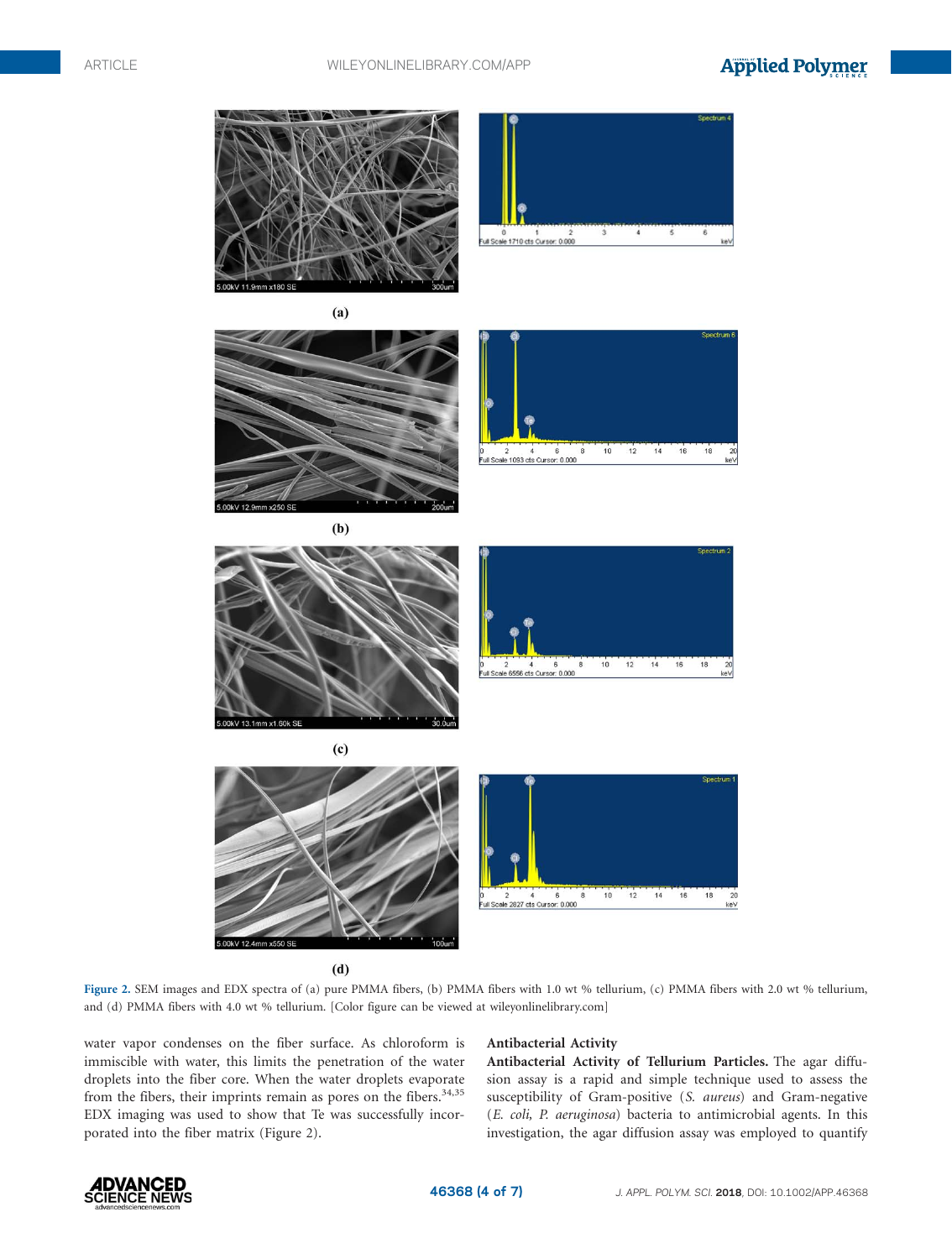Figure 2. SEM images and EDX spectra of (a) pure PMMA fibers, (b) PMMA fibers with 1.0 wt % tellurium, (c) PMMA fibers with 2.0 wt % tellurium, and (d) PMMA fibers with 4.0 wt % tellurium. [Color figure can be viewed at wileyonlinelibrary.com]

water vapor condenses on the fiber surface. As chloroform is immiscible with water, this limits the penetration of the water droplets into the fiber core. When the water droplets evaporate from the fibers, their imprints remain as pores on the fibers.[34,35] EDX imaging was used to show that Te was successfully incorporated into the fiber matrix (Figure 2).

## Antibacterial Activity

**Antibacterial Activity of Tellurium Particles.** The agar diffusion assay is a rapid and simple technique used to assess the susceptibility of Gram-positive (*S. aureus*) and Gram-negative (*E. coli, P. aeruginosa*) bacteria to antimicrobial agents. In this investigation, the agar diffusion assay was employed to quantify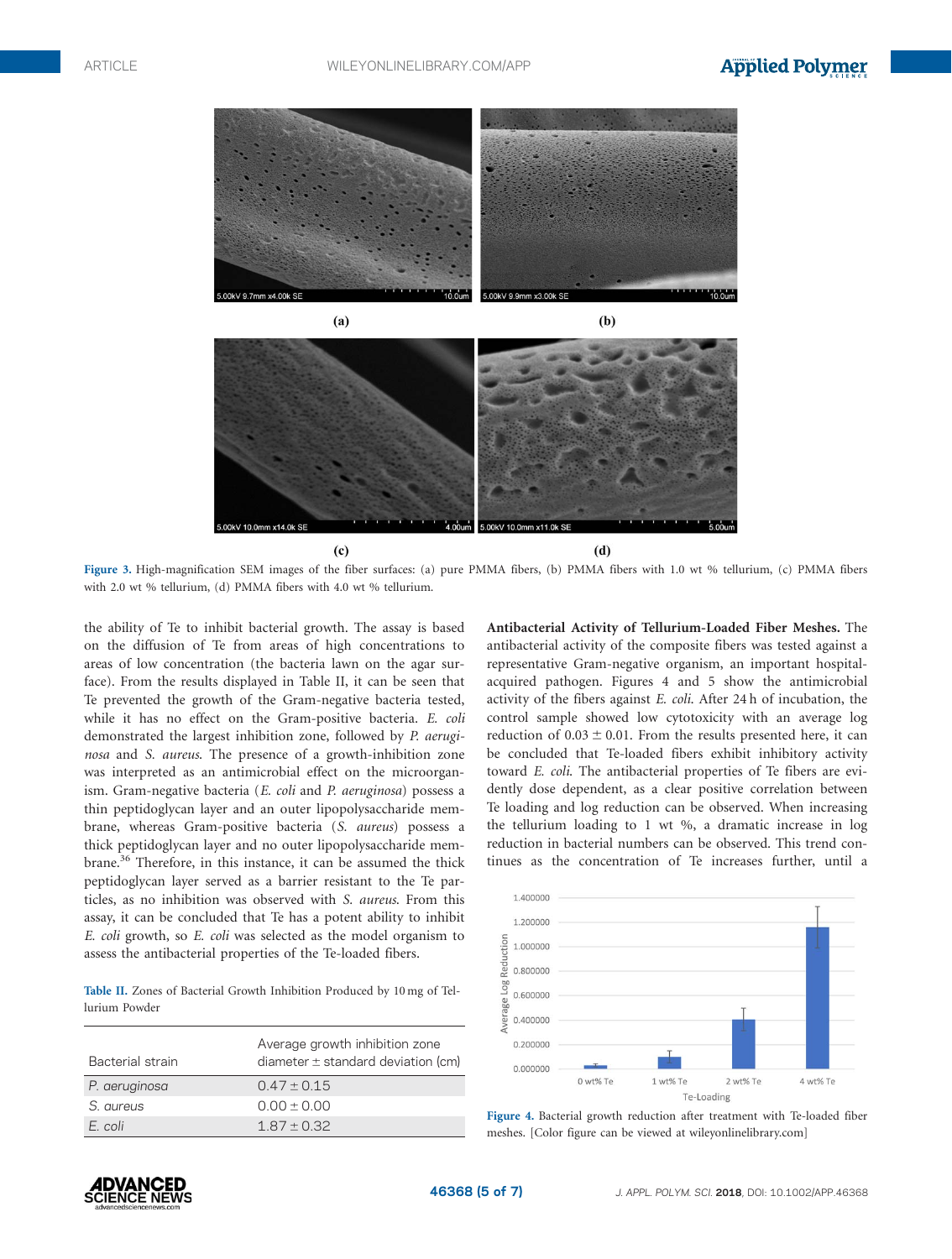Figure 3. High-magnification SEM images of the fiber surfaces: (a) pure PMMA fibers, (b) PMMA fibers with 1.0 wt % tellurium, (c) PMMA fibers with 2.0 wt % tellurium, (d) PMMA fibers with 4.0 wt % tellurium.

the ability of Te to inhibit bacterial growth. The assay is based on the diffusion of Te from areas of high concentrations to areas of low concentration (the bacteria lawn on the agar surface). From the results displayed in Table II, it can be seen that Te prevented the growth of the Gram-negative bacteria tested, while it has no effect on the Gram-positive bacteria. *E. coli* demonstrated the largest inhibition zone, followed by *P. aeruginosa* and *S. aureus*. The presence of a growth-inhibition zone was interpreted as an antimicrobial effect on the microorganism. Gram-negative bacteria (*E. coli* and *P. aeruginosa*) possess a thin peptidoglycan layer and an outer lipopolysaccharide membrane, whereas Gram-positive bacteria (*S. aureus*) possess a thick peptidoglycan layer and no outer lipopolysaccharide membrane.[36] Therefore, in this instance, it can be assumed the thick peptidoglycan layer served as a barrier resistant to the Te particles, as no inhibition was observed with *S. aureus*. From this assay, it can be concluded that Te has a potent ability to inhibit *E. coli* growth, so *E. coli* was selected as the model organism to assess the antibacterial properties of the Te-loaded fibers.

Table II. Zones of Bacterial Growth Inhibition Produced by 10 mg of Tellurium Powder

| Bacterial strain | Average growth inhibition zone diameter ± standard deviation (cm) |
|---|---|
| *P. aeruginosa* | 0.47 ± 0.15 |
| *S. aureus* | 0.00 ± 0.00 |
| *E. coli* | 1.87 ± 0.32 |

**Antibacterial Activity of Tellurium-Loaded Fiber Meshes.** The antibacterial activity of the composite fibers was tested against a representative Gram-negative organism, an important hospital-acquired pathogen. Figures 4 and 5 show the antimicrobial activity of the fibers against *E. coli*. After 24 h of incubation, the control sample showed low cytotoxicity with an average log reduction of 0.03 ± 0.01. From the results presented here, it can be concluded that Te-loaded fibers exhibit inhibitory activity toward *E. coli*. The antibacterial properties of Te fibers are evidently dose dependent, as a clear positive correlation between Te loading and log reduction can be observed. When increasing the tellurium loading to 1 wt %, a dramatic increase in log reduction in bacterial numbers can be observed. This trend continues as the concentration of Te increases further, until a

Figure 4. Bacterial growth reduction after treatment with Te-loaded fiber meshes. [Color figure can be viewed at wileyonlinelibrary.com]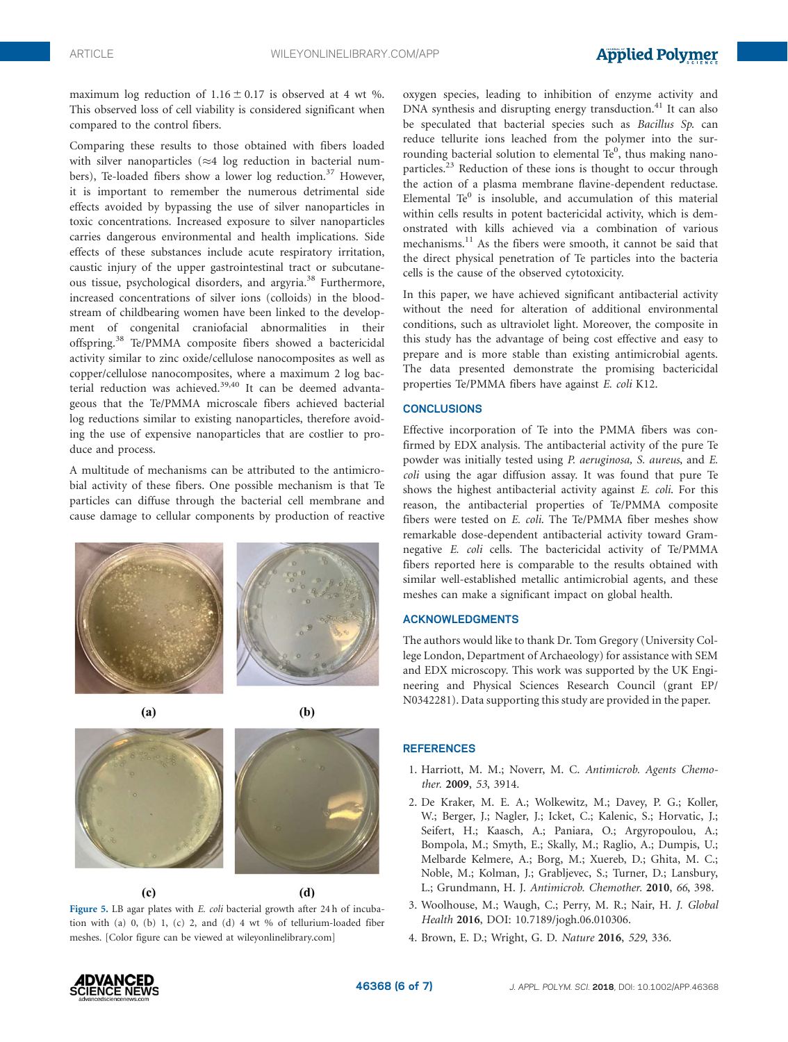maximum log reduction of $1.16 \pm 0.17$ is observed at 4 wt %. This observed loss of cell viability is considered significant when compared to the control fibers.

Comparing these results to those obtained with fibers loaded with silver nanoparticles ($\approx$4 log reduction in bacterial numbers), Te-loaded fibers show a lower log reduction.[37] However, it is important to remember the numerous detrimental side effects avoided by bypassing the use of silver nanoparticles in toxic concentrations. Increased exposure to silver nanoparticles carries dangerous environmental and health implications. Side effects of these substances include acute respiratory irritation, caustic injury of the upper gastrointestinal tract or subcutaneous tissue, psychological disorders, and argyria.[38] Furthermore, increased concentrations of silver ions (colloids) in the bloodstream of childbearing women have been linked to the development of congenital craniofacial abnormalities in their offspring.[38] Te/PMMA composite fibers showed a bactericidal activity similar to zinc oxide/cellulose nanocomposites as well as copper/cellulose nanocomposites, where a maximum 2 log bacterial reduction was achieved.[39,40] It can be deemed advantageous that the Te/PMMA microscale fibers achieved bacterial log reductions similar to existing nanoparticles, therefore avoiding the use of expensive nanoparticles that are costlier to produce and process.

A multitude of mechanisms can be attributed to the antimicrobial activity of these fibers. One possible mechanism is that Te particles can diffuse through the bacterial cell membrane and cause damage to cellular components by production of reactive oxygen species, leading to inhibition of enzyme activity and DNA synthesis and disrupting energy transduction.[41] It can also be speculated that bacterial species such as *Bacillus Sp.* can reduce tellurite ions leached from the polymer into the surrounding bacterial solution to elemental $Te^0$, thus making nanoparticles.[23] Reduction of these ions is thought to occur through the action of a plasma membrane flavine-dependent reductase. Elemental $Te^0$ is insoluble, and accumulation of this material within cells results in potent bactericidal activity, which is demonstrated with kills achieved via a combination of various mechanisms.[11] As the fibers were smooth, it cannot be said that the direct physical penetration of Te particles into the bacteria cells is the cause of the observed cytotoxicity.

**Figure 5.** LB agar plates with *E. coli* bacterial growth after 24 h of incubation with (a) 0, (b) 1, (c) 2, and (d) 4 wt % of tellurium-loaded fiber meshes. [Color figure can be viewed at wileyonlinelibrary.com]

In this paper, we have achieved significant antibacterial activity without the need for alteration of additional environmental conditions, such as ultraviolet light. Moreover, the composite in this study has the advantage of being cost effective and easy to prepare and is more stable than existing antimicrobial agents. The data presented demonstrate the promising bactericidal properties Te/PMMA fibers have against *E. coli* K12.

## CONCLUSIONS

Effective incorporation of Te into the PMMA fibers was confirmed by EDX analysis. The antibacterial activity of the pure Te powder was initially tested using *P. aeruginosa, S. aureus*, and *E. coli* using the agar diffusion assay. It was found that pure Te shows the highest antibacterial activity against *E. coli.* For this reason, the antibacterial properties of Te/PMMA composite fibers were tested on *E. coli.* The Te/PMMA fiber meshes show remarkable dose-dependent antibacterial activity toward Gram-negative *E. coli* cells. The bactericidal activity of Te/PMMA fibers reported here is comparable to the results obtained with similar well-established metallic antimicrobial agents, and these meshes can make a significant impact on global health.

## ACKNOWLEDGMENTS

The authors would like to thank Dr. Tom Gregory (University College London, Department of Archaeology) for assistance with SEM and EDX microscopy. This work was supported by the UK Engineering and Physical Sciences Research Council (grant EP/N0342281). Data supporting this study are provided in the paper.

## REFERENCES

1. Harriott, M. M.; Noverr, M. C. *Antimicrob. Agents Chemother.* **2009**, *53*, 3914.
2. De Kraker, M. E. A.; Wolkewitz, M.; Davey, P. G.; Koller, W.; Berger, J.; Nagler, J.; Icket, C.; Kalenic, S.; Horvatic, J.; Seifert, H.; Kaasch, A.; Paniara, O.; Argyropoulou, A.; Bompola, M.; Smyth, E.; Skally, M.; Raglio, A.; Dumpis, U.; Melbarde Kelmere, A.; Borg, M.; Xuereb, D.; Ghita, M. C.; Noble, M.; Kolman, J.; Grabljevec, S.; Turner, D.; Lansbury, L.; Grundmann, H. J. *Antimicrob. Chemother.* **2010**, *66*, 398.
3. Woolhouse, M.; Waugh, C.; Perry, M. R.; Nair, H. *J. Global Health* **2016**, DOI: 10.7189/jogh.06.010306.
4. Brown, E. D.; Wright, G. D. *Nature* **2016**, *529*, 336.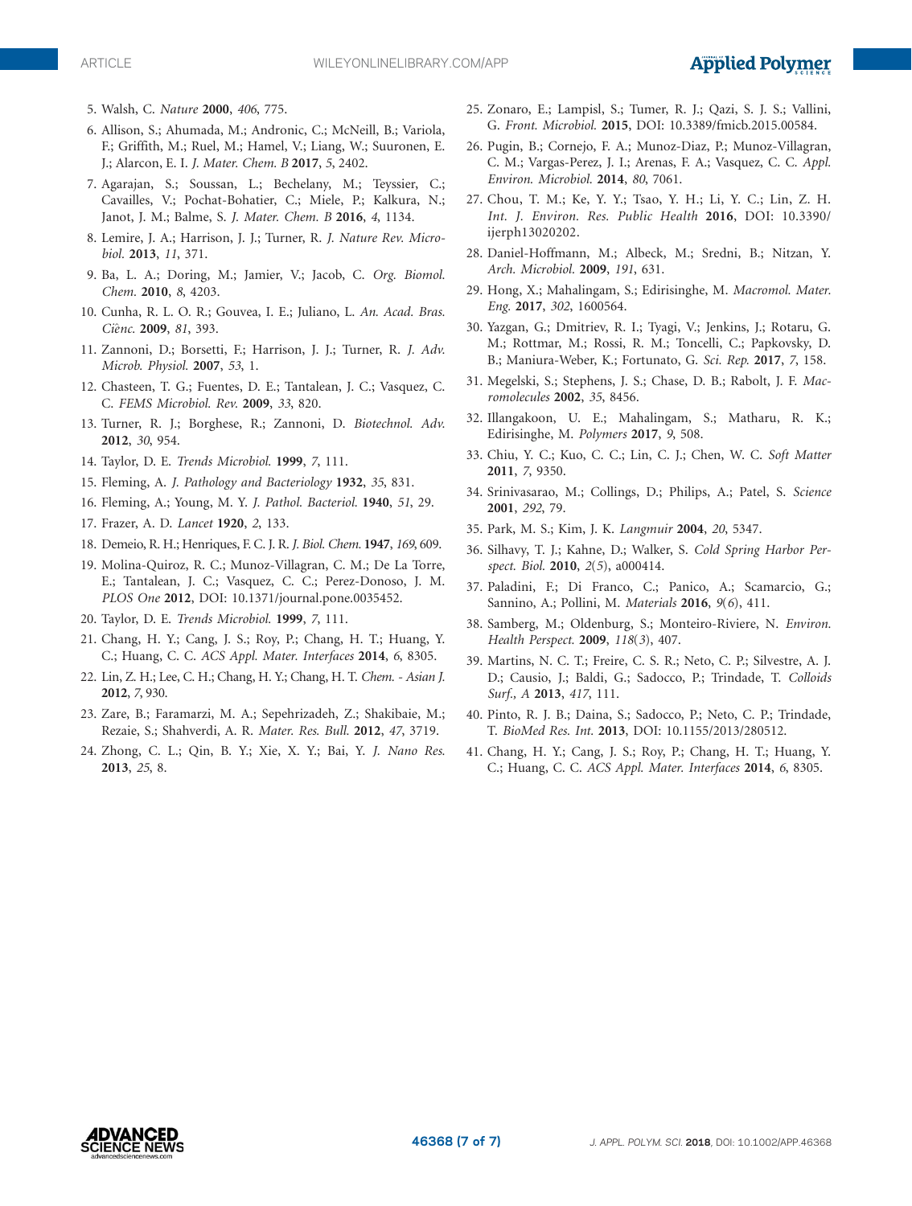5. Walsh, C. *Nature* **2000**, *406*, 775.
6. Allison, S.; Ahumada, M.; Andronic, C.; McNeill, B.; Variola, F.; Griffith, M.; Ruel, M.; Hamel, V.; Liang, W.; Suuronen, E. J.; Alarcon, E. I. *J. Mater. Chem. B* **2017**, *5*, 2402.
7. Agarajan, S.; Soussan, L.; Bechelany, M.; Teyssier, C.; Cavailles, V.; Pochat-Bohatier, C.; Miele, P.; Kalkura, N.; Janot, J. M.; Balme, S. *J. Mater. Chem. B* **2016**, *4*, 1134.
8. Lemire, J. A.; Harrison, J. J.; Turner, R. *J. Nature Rev. Microbiol.* **2013**, *11*, 371.
9. Ba, L. A.; Doring, M.; Jamier, V.; Jacob, C. *Org. Biomol. Chem.* **2010**, *8*, 4203.
10. Cunha, R. L. O. R.; Gouvea, I. E.; Juliano, L. *An. Acad. Bras. Ciênc.* **2009**, *81*, 393.
11. Zannoni, D.; Borsetti, F.; Harrison, J. J.; Turner, R. *J. Adv. Microb. Physiol.* **2007**, *53*, 1.
12. Chasteen, T. G.; Fuentes, D. E.; Tantalean, J. C.; Vasquez, C. C. *FEMS Microbiol. Rev.* **2009**, *33*, 820.
13. Turner, R. J.; Borghese, R.; Zannoni, D. *Biotechnol. Adv.* **2012**, *30*, 954.
14. Taylor, D. E. *Trends Microbiol.* **1999**, *7*, 111.
15. Fleming, A. *J. Pathology and Bacteriology* **1932**, *35*, 831.
16. Fleming, A.; Young, M. Y. *J. Pathol. Bacteriol.* **1940**, *51*, 29.
17. Frazer, A. D. *Lancet* **1920**, *2*, 133.
18. Demeio, R. H.; Henriques, F. C. J. R. *J. Biol. Chem.* **1947**, *169*, 609.
19. Molina-Quiroz, R. C.; Munoz-Villagran, C. M.; De La Torre, E.; Tantalean, J. C.; Vasquez, C. C.; Perez-Donoso, J. M. *PLOS One* **2012**, DOI: 10.1371/journal.pone.0035452.
20. Taylor, D. E. *Trends Microbiol.* **1999**, *7*, 111.
21. Chang, H. Y.; Cang, J. S.; Roy, P.; Chang, H. T.; Huang, Y. C.; Huang, C. C. *ACS Appl. Mater. Interfaces* **2014**, *6*, 8305.
22. Lin, Z. H.; Lee, C. H.; Chang, H. Y.; Chang, H. T. *Chem. - Asian J.* **2012**, *7*, 930.
23. Zare, B.; Faramarzi, M. A.; Sepehrizadeh, Z.; Shakibaie, M.; Rezaie, S.; Shahverdi, A. R. *Mater. Res. Bull.* **2012**, *47*, 3719.
24. Zhong, C. L.; Qin, B. Y.; Xie, X. Y.; Bai, Y. *J. Nano Res.* **2013**, *25*, 8.
25. Zonaro, E.; Lampisl, S.; Tumer, R. J.; Qazi, S. J. S.; Vallini, G. *Front. Microbiol.* **2015**, DOI: 10.3389/fmicb.2015.00584.
26. Pugin, B.; Cornejo, F. A.; Munoz-Diaz, P.; Munoz-Villagran, C. M.; Vargas-Perez, J. I.; Arenas, F. A.; Vasquez, C. C. *Appl. Environ. Microbiol.* **2014**, *80*, 7061.
27. Chou, T. M.; Ke, Y. Y.; Tsao, Y. H.; Li, Y. C.; Lin, Z. H. *Int. J. Environ. Res. Public Health* **2016**, DOI: 10.3390/ijerph13020202.
28. Daniel-Hoffmann, M.; Albeck, M.; Sredni, B.; Nitzan, Y. *Arch. Microbiol.* **2009**, *191*, 631.
29. Hong, X.; Mahalingam, S.; Edirisinghe, M. *Macromol. Mater. Eng.* **2017**, *302*, 1600564.
30. Yazgan, G.; Dmitriev, R. I.; Tyagi, V.; Jenkins, J.; Rotaru, G. M.; Rottmar, M.; Rossi, R. M.; Toncelli, C.; Papkovsky, D. B.; Maniura-Weber, K.; Fortunato, G. *Sci. Rep.* **2017**, *7*, 158.
31. Megelski, S.; Stephens, J. S.; Chase, D. B.; Rabolt, J. F. *Macromolecules* **2002**, *35*, 8456.
32. Illangakoon, U. E.; Mahalingam, S.; Matharu, R. K.; Edirisinghe, M. *Polymers* **2017**, *9*, 508.
33. Chiu, Y. C.; Kuo, C. C.; Lin, C. J.; Chen, W. C. *Soft Matter* **2011**, *7*, 9350.
34. Srinivasarao, M.; Collings, D.; Philips, A.; Patel, S. *Science* **2001**, *292*, 79.
35. Park, M. S.; Kim, J. K. *Langmuir* **2004**, *20*, 5347.
36. Silhavy, T. J.; Kahne, D.; Walker, S. *Cold Spring Harbor Perspect. Biol.* **2010**, *2*(*5*), a000414.
37. Paladini, F.; Di Franco, C.; Panico, A.; Scamarcio, G.; Sannino, A.; Pollini, M. *Materials* **2016**, *9*(*6*), 411.
38. Samberg, M.; Oldenburg, S.; Monteiro-Riviere, N. *Environ. Health Perspect.* **2009**, *118*(*3*), 407.
39. Martins, N. C. T.; Freire, C. S. R.; Neto, C. P.; Silvestre, A. J. D.; Causio, J.; Baldi, G.; Sadocco, P.; Trindade, T. *Colloids Surf., A* **2013**, *417*, 111.
40. Pinto, R. J. B.; Daina, S.; Sadocco, P.; Neto, C. P.; Trindade, T. *BioMed Res. Int.* **2013**, DOI: 10.1155/2013/280512.
41. Chang, H. Y.; Cang, J. S.; Roy, P.; Chang, H. T.; Huang, Y. C.; Huang, C. C. *ACS Appl. Mater. Interfaces* **2014**, *6*, 8305.